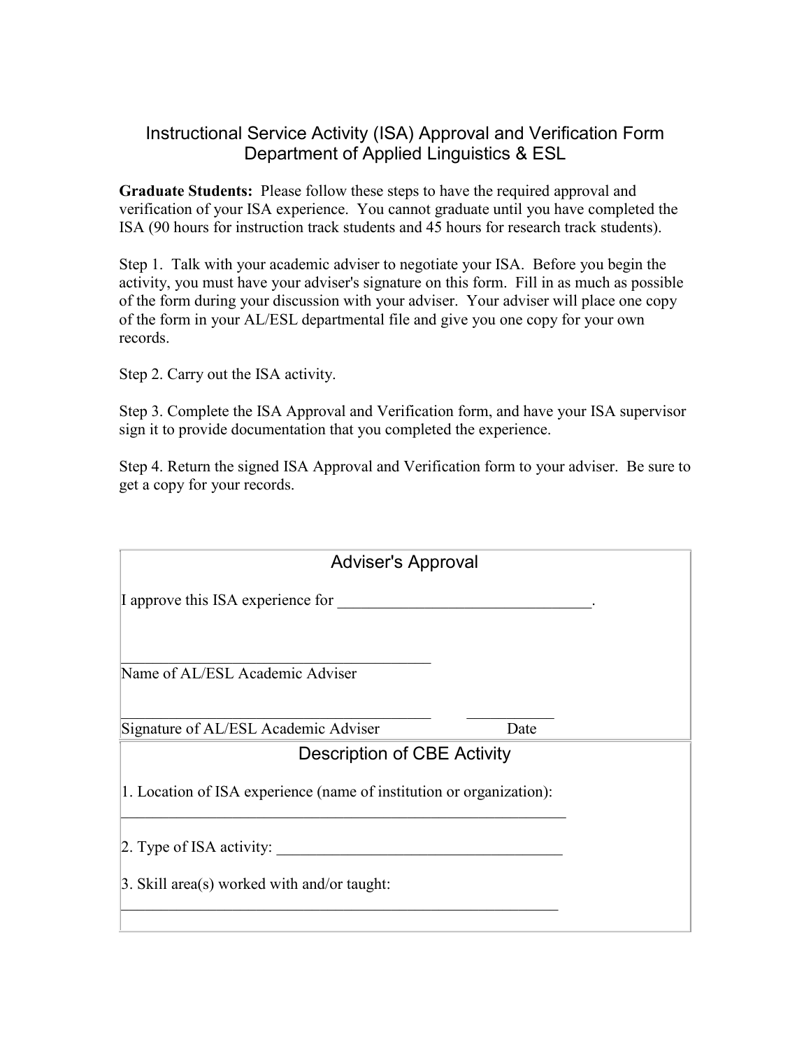# Instructional Service Activity (ISA) Approval and Verification Form
## Department of Applied Linguistics & ESL

**Graduate Students:** Please follow these steps to have the required approval and verification of your ISA experience. You cannot graduate until you have completed the ISA (90 hours for instruction track students and 45 hours for research track students).

Step 1. Talk with your academic adviser to negotiate your ISA. Before you begin the activity, you must have your adviser's signature on this form. Fill in as much as possible of the form during your discussion with your adviser. Your adviser will place one copy of the form in your AL/ESL departmental file and give you one copy for your own records.

Step 2. Carry out the ISA activity.

Step 3. Complete the ISA Approval and Verification form, and have your ISA supervisor sign it to provide documentation that you completed the experience.

Step 4. Return the signed ISA Approval and Verification form to your adviser. Be sure to get a copy for your records.

### Adviser's Approval

I approve this ISA experience for ________________________________.

________________________________________
Name of AL/ESL Academic Adviser

________________________________________ ___________
Signature of AL/ESL Academic Adviser Date

### Description of CBE Activity

1. Location of ISA experience (name of institution or organization):

__________________________________________________________

2. Type of ISA activity: _____________________________________

3. Skill area(s) worked with and/or taught:

__________________________________________________________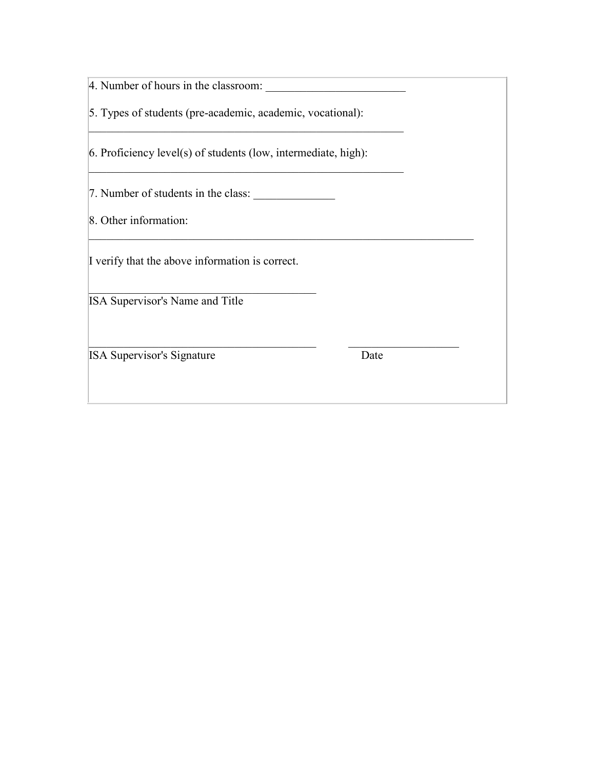4. Number of hours in the classroom: ________________________

5. Types of students (pre-academic, academic, vocational):
_______________________________________________________

6. Proficiency level(s) of students (low, intermediate, high):
_______________________________________________________

7. Number of students in the class: ______________

8. Other information:
___________________________________________________________________

I verify that the above information is correct.

________________________________________
ISA Supervisor's Name and Title

________________________________________ ___________________
ISA Supervisor's Signature Date